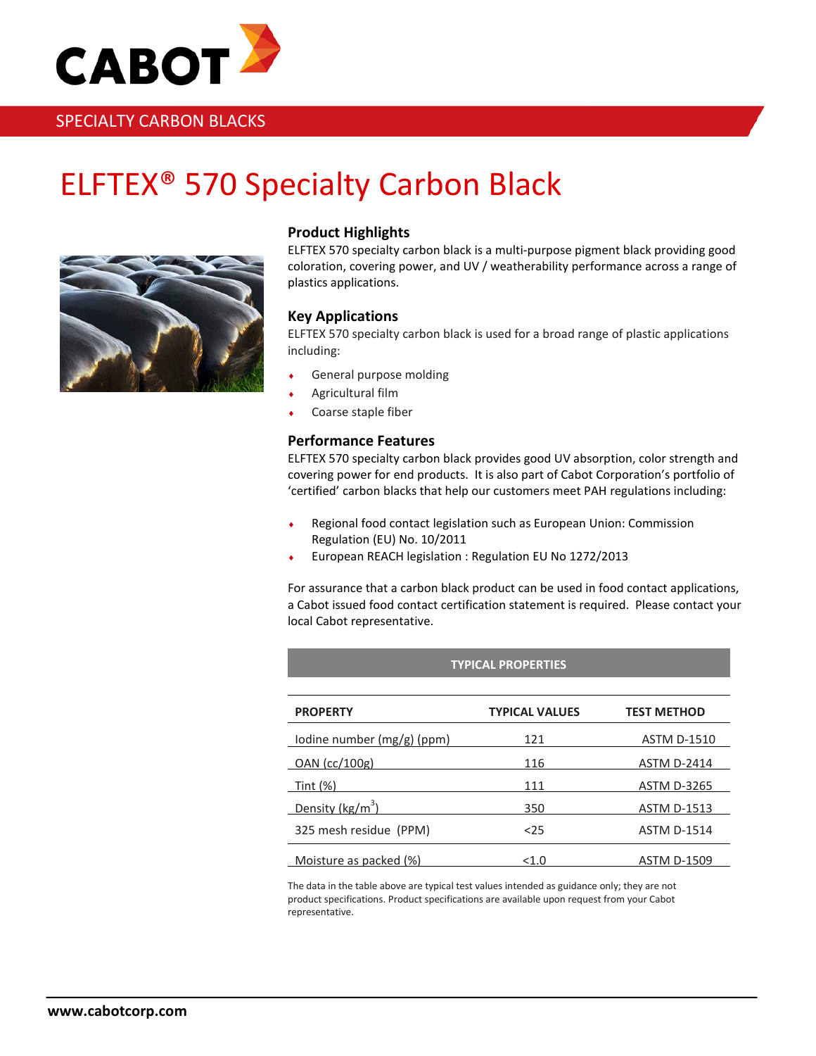CABOT

SPECIALTY CARBON BLACKS

# ELFTEX® 570 Specialty Carbon Black

## Product Highlights

ELFTEX 570 specialty carbon black is a multi-purpose pigment black providing good coloration, covering power, and UV / weatherability performance across a range of plastics applications.

## Key Applications

ELFTEX 570 specialty carbon black is used for a broad range of plastic applications including:

- General purpose molding
- Agricultural film
- Coarse staple fiber

## Performance Features

ELFTEX 570 specialty carbon black provides good UV absorption, color strength and covering power for end products. It is also part of Cabot Corporation's portfolio of 'certified' carbon blacks that help our customers meet PAH regulations including:

- Regional food contact legislation such as European Union: Commission Regulation (EU) No. 10/2011
- European REACH legislation : Regulation EU No 1272/2013

For assurance that a carbon black product can be used in food contact applications, a Cabot issued food contact certification statement is required. Please contact your local Cabot representative.

**TYPICAL PROPERTIES**

| PROPERTY | TYPICAL VALUES | TEST METHOD |
|---|---|---|
| Iodine number (mg/g) (ppm) | 121 | ASTM D-1510 |
| OAN (cc/100g) | 116 | ASTM D-2414 |
| Tint (%) | 111 | ASTM D-3265 |
| Density (kg/$m^3$) | 350 | ASTM D-1513 |
| 325 mesh residue (PPM) | <25 | ASTM D-1514 |
| Moisture as packed (%) | <1.0 | ASTM D-1509 |

The data in the table above are typical test values intended as guidance only; they are not product specifications. Product specifications are available upon request from your Cabot representative.

www.cabotcorp.com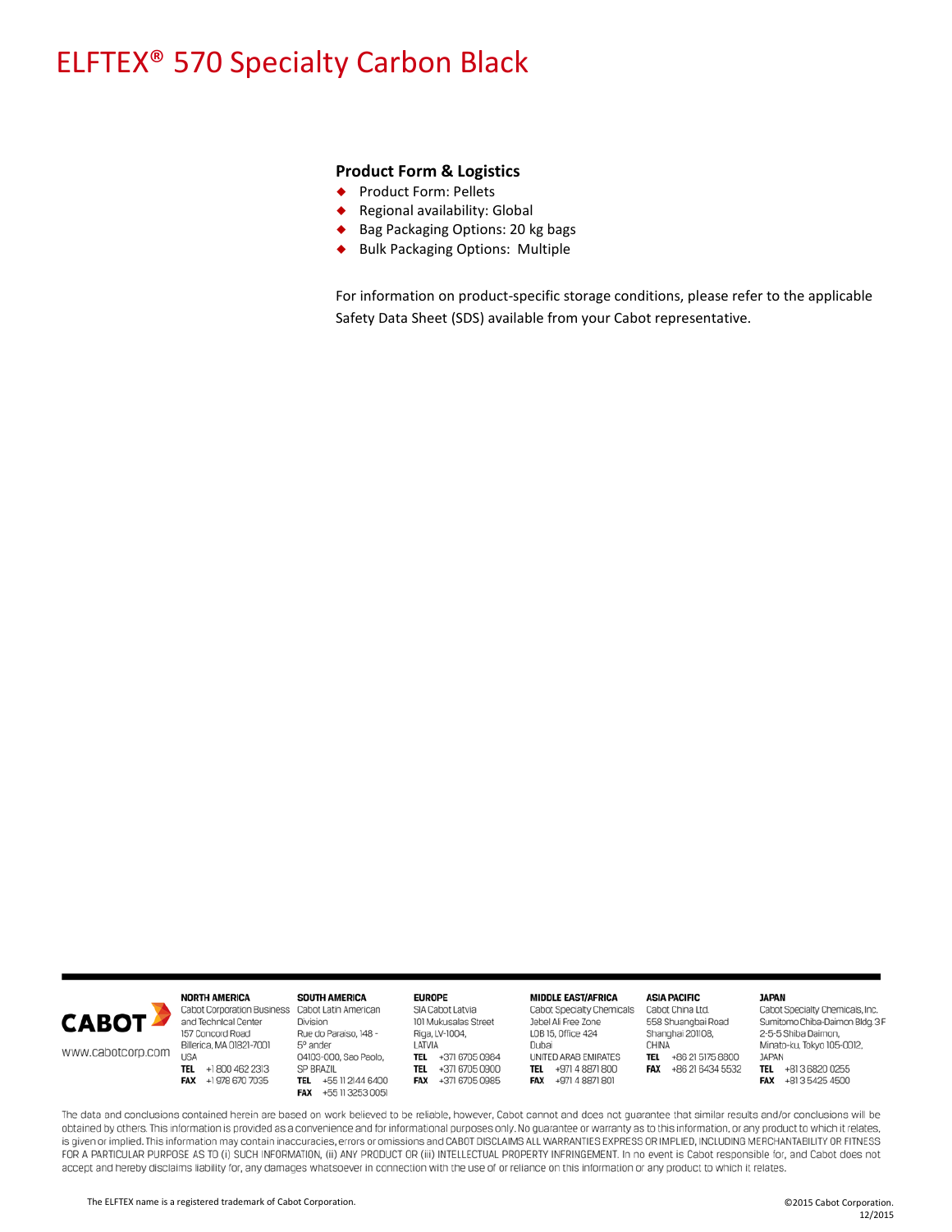# ELFTEX® 570 Specialty Carbon Black

### Product Form & Logistics

- Product Form: Pellets
- Regional availability: Global
- Bag Packaging Options: 20 kg bags
- Bulk Packaging Options: Multiple

For information on product-specific storage conditions, please refer to the applicable Safety Data Sheet (SDS) available from your Cabot representative.

CABOT

www.cabotcorp.com

**NORTH AMERICA**
Cabot Corporation Business and Technical Center
157 Concord Road
Billerica, MA 01821-7001
USA
**TEL** +1 800 462 2313
**FAX** +1 978 670 7035

**SOUTH AMERICA**
Cabot Latin American Division
Rue do Paraiso, 148 - 5º ander
04103-000, Sao Paolo, SP BRAZIL
**TEL** +55 11 2144 6400
**FAX** +55 11 3253 0051

**EUROPE**
SIA Cabot Latvia
101 Mukusalas Street
Riga, LV-1004,
LATVIA
**TEL** +371 6705 0984
**TEL** +371 6705 0900
**FAX** +371 6705 0985

**MIDDLE EAST/AFRICA**
Cabot Specialty Chemicals
Jebel Ali Free Zone
LOB 15, Office 424
Dubai
UNITED ARAB EMIRATES
**TEL** +971 4 8871 800
**FAX** +971 4 8871 801

**ASIA PACIFIC**
Cabot China Ltd.
558 Shuangbai Road
Shanghai 201108,
CHINA
**TEL** +86 21 5175 8800
**FAX** +86 21 6434 5532

**JAPAN**
Cabot Specialty Chemicals, Inc.
Sumitomo Chiba-Daimon Bldg. 3 F
2-5-5 Shiba Daimon,
Minato-ku, Tokyo 105-0012,
JAPAN
**TEL** +81 3 6820 0255
**FAX** +81 3 5425 4500

The data and conclusions contained herein are based on work believed to be reliable, however, Cabot cannot and does not guarantee that similar results and/or conclusions will be obtained by others. This information is provided as a convenience and for informational purposes only. No guarantee or warranty as to this information, or any product to which it relates, is given or implied. This information may contain inaccuracies, errors or omissions and CABOT DISCLAIMS ALL WARRANTIES EXPRESS OR IMPLIED, INCLUDING MERCHANTABILITY OR FITNESS FOR A PARTICULAR PURPOSE AS TO (i) SUCH INFORMATION, (ii) ANY PRODUCT OR (iii) INTELLECTUAL PROPERTY INFRINGEMENT. In no event is Cabot responsible for, and Cabot does not accept and hereby disclaims liability for, any damages whatsoever in connection with the use of or reliance on this information or any product to which it relates.

The ELFTEX name is a registered trademark of Cabot Corporation.

©2015 Cabot Corporation.
12/2015